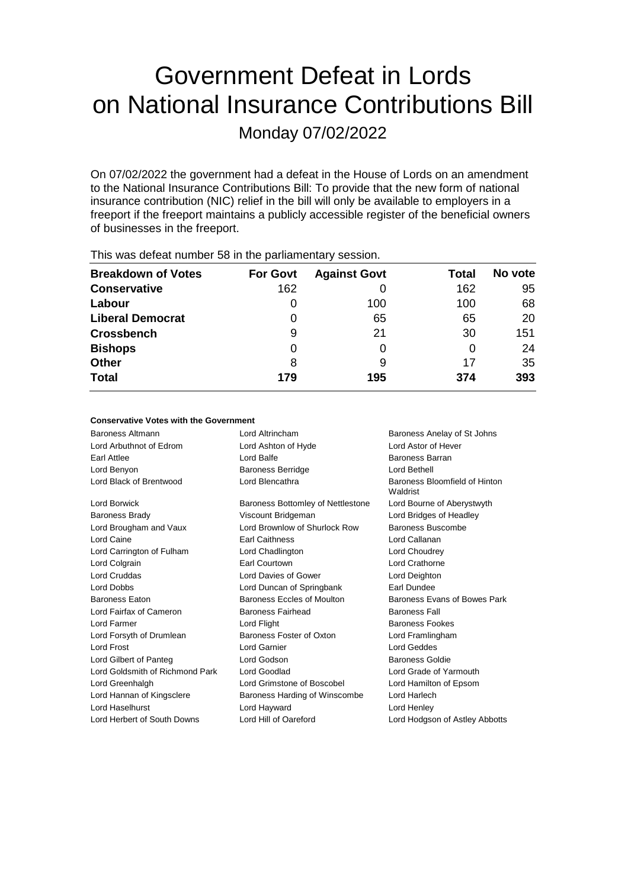# Government Defeat in Lords on National Insurance Contributions Bill

Monday 07/02/2022

On 07/02/2022 the government had a defeat in the House of Lords on an amendment to the National Insurance Contributions Bill: To provide that the new form of national insurance contribution (NIC) relief in the bill will only be available to employers in a freeport if the freeport maintains a publicly accessible register of the beneficial owners of businesses in the freeport.

This was defeat number 58 in the parliamentary session.

| Breakdown of Votes | For Govt | Against Govt | Total | No vote |
|---|---|---|---|---|
| **Conservative** | 162 | 0 | 162 | 95 |
| **Labour** | 0 | 100 | 100 | 68 |
| **Liberal Democrat** | 0 | 65 | 65 | 20 |
| **Crossbench** | 9 | 21 | 30 | 151 |
| **Bishops** | 0 | 0 | 0 | 24 |
| **Other** | 8 | 9 | 17 | 35 |
| **Total** | **179** | **195** | **374** | **393** |

#### Conservative Votes with the Government

| | | |
|---|---|---|
| Baroness Altmann | Lord Altrincham | Baroness Anelay of St Johns |
| Lord Arbuthnot of Edrom | Lord Ashton of Hyde | Lord Astor of Hever |
| Earl Attlee | Lord Balfe | Baroness Barran |
| Lord Benyon | Baroness Berridge | Lord Bethell |
| Lord Black of Brentwood | Lord Blencathra | Baroness Bloomfield of Hinton Waldrist |
| Lord Borwick | Baroness Bottomley of Nettlestone | Lord Bourne of Aberystwyth |
| Baroness Brady | Viscount Bridgeman | Lord Bridges of Headley |
| Lord Brougham and Vaux | Lord Brownlow of Shurlock Row | Baroness Buscombe |
| Lord Caine | Earl Caithness | Lord Callanan |
| Lord Carrington of Fulham | Lord Chadlington | Lord Choudrey |
| Lord Colgrain | Earl Courtown | Lord Crathorne |
| Lord Cruddas | Lord Davies of Gower | Lord Deighton |
| Lord Dobbs | Lord Duncan of Springbank | Earl Dundee |
| Baroness Eaton | Baroness Eccles of Moulton | Baroness Evans of Bowes Park |
| Lord Fairfax of Cameron | Baroness Fairhead | Baroness Fall |
| Lord Farmer | Lord Flight | Baroness Fookes |
| Lord Forsyth of Drumlean | Baroness Foster of Oxton | Lord Framlingham |
| Lord Frost | Lord Garnier | Lord Geddes |
| Lord Gilbert of Panteg | Lord Godson | Baroness Goldie |
| Lord Goldsmith of Richmond Park | Lord Goodlad | Lord Grade of Yarmouth |
| Lord Greenhalgh | Lord Grimstone of Boscobel | Lord Hamilton of Epsom |
| Lord Hannan of Kingsclere | Baroness Harding of Winscombe | Lord Harlech |
| Lord Haselhurst | Lord Hayward | Lord Henley |
| Lord Herbert of South Downs | Lord Hill of Oareford | Lord Hodgson of Astley Abbotts |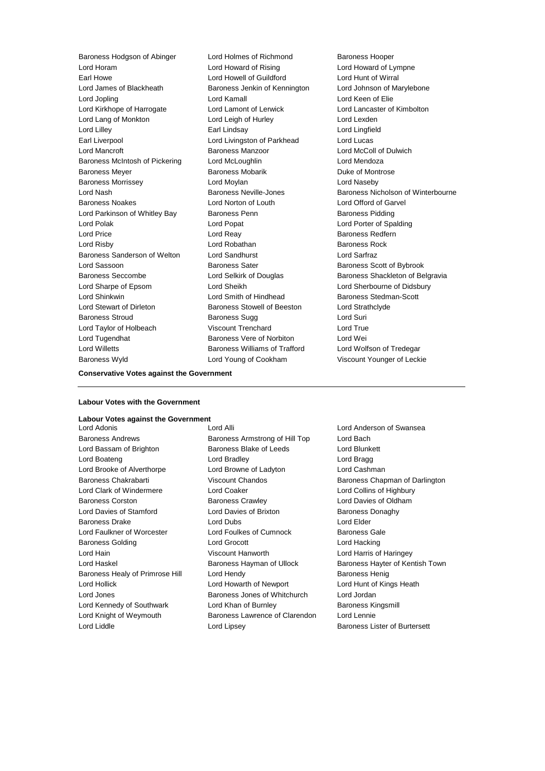Baroness Hodgson of Abinger
Lord Holmes of Richmond
Baroness Hooper
Lord Horam
Lord Howard of Rising
Lord Howard of Lympne
Earl Howe
Lord Howell of Guildford
Lord Hunt of Wirral
Lord James of Blackheath
Baroness Jenkin of Kennington
Lord Johnson of Marylebone
Lord Jopling
Lord Kamall
Lord Keen of Elie
Lord Kirkhope of Harrogate
Lord Lamont of Lerwick
Lord Lancaster of Kimbolton
Lord Lang of Monkton
Lord Leigh of Hurley
Lord Lexden
Lord Lilley
Earl Lindsay
Lord Lingfield
Earl Liverpool
Lord Livingston of Parkhead
Lord Lucas
Lord Mancroft
Baroness Manzoor
Lord McColl of Dulwich
Baroness McIntosh of Pickering
Lord McLoughlin
Lord Mendoza
Baroness Meyer
Baroness Mobarik
Duke of Montrose
Baroness Morrissey
Lord Moylan
Lord Naseby
Lord Nash
Baroness Neville-Jones
Baroness Nicholson of Winterbourne
Baroness Noakes
Lord Norton of Louth
Lord Offord of Garvel
Lord Parkinson of Whitley Bay
Baroness Penn
Baroness Pidding
Lord Polak
Lord Popat
Lord Porter of Spalding
Lord Price
Lord Reay
Baroness Redfern
Lord Risby
Lord Robathan
Baroness Rock
Baroness Sanderson of Welton
Lord Sandhurst
Lord Sarfraz
Lord Sassoon
Baroness Sater
Baroness Scott of Bybrook
Baroness Seccombe
Lord Selkirk of Douglas
Baroness Shackleton of Belgravia
Lord Sharpe of Epsom
Lord Sheikh
Lord Sherbourne of Didsbury
Lord Shinkwin
Lord Smith of Hindhead
Baroness Stedman-Scott
Lord Stewart of Dirleton
Baroness Stowell of Beeston
Lord Strathclyde
Baroness Stroud
Baroness Sugg
Lord Suri
Lord Taylor of Holbeach
Viscount Trenchard
Lord True
Lord Tugendhat
Baroness Vere of Norbiton
Lord Wei
Lord Willetts
Baroness Williams of Trafford
Lord Wolfson of Tredegar
Baroness Wyld
Lord Young of Cookham
Viscount Younger of Leckie

**Conservative Votes against the Government**

---

**Labour Votes with the Government**

**Labour Votes against the Government**

Lord Adonis
Lord Alli
Lord Anderson of Swansea
Baroness Andrews
Baroness Armstrong of Hill Top
Lord Bach
Lord Bassam of Brighton
Baroness Blake of Leeds
Lord Blunkett
Lord Boateng
Lord Bradley
Lord Bragg
Lord Brooke of Alverthorpe
Lord Browne of Ladyton
Lord Cashman
Baroness Chakrabarti
Viscount Chandos
Baroness Chapman of Darlington
Lord Clark of Windermere
Lord Coaker
Lord Collins of Highbury
Baroness Corston
Baroness Crawley
Lord Davies of Oldham
Lord Davies of Stamford
Lord Davies of Brixton
Baroness Donaghy
Baroness Drake
Lord Dubs
Lord Elder
Lord Faulkner of Worcester
Lord Foulkes of Cumnock
Baroness Gale
Baroness Golding
Lord Grocott
Lord Hacking
Lord Hain
Viscount Hanworth
Lord Harris of Haringey
Lord Haskel
Baroness Hayman of Ullock
Baroness Hayter of Kentish Town
Baroness Healy of Primrose Hill
Lord Hendy
Baroness Henig
Lord Hollick
Lord Howarth of Newport
Lord Hunt of Kings Heath
Lord Jones
Baroness Jones of Whitchurch
Lord Jordan
Lord Kennedy of Southwark
Lord Khan of Burnley
Baroness Kingsmill
Lord Knight of Weymouth
Baroness Lawrence of Clarendon
Lord Lennie
Lord Liddle
Lord Lipsey
Baroness Lister of Burtersett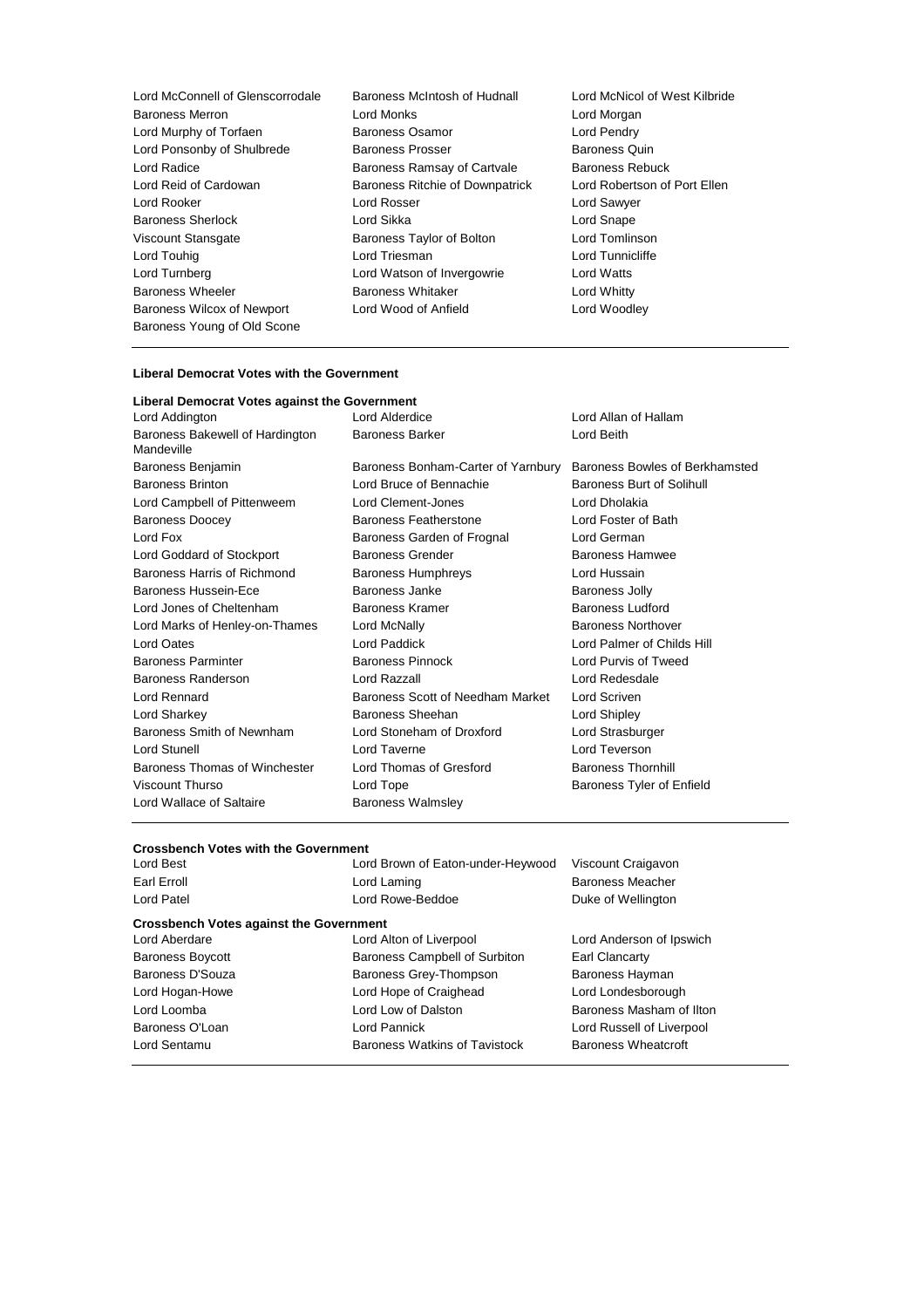Lord McConnell of Glenscorrodale, Baroness McIntosh of Hudnall, Lord McNicol of West Kilbride, Baroness Merron, Lord Monks, Lord Morgan, Lord Murphy of Torfaen, Baroness Osamor, Lord Pendry, Lord Ponsonby of Shulbrede, Baroness Prosser, Baroness Quin, Lord Radice, Baroness Ramsay of Cartvale, Baroness Rebuck, Lord Reid of Cardowan, Baroness Ritchie of Downpatrick, Lord Robertson of Port Ellen, Lord Rooker, Lord Rosser, Lord Sawyer, Baroness Sherlock, Lord Sikka, Lord Snape, Viscount Stansgate, Baroness Taylor of Bolton, Lord Tomlinson, Lord Touhig, Lord Triesman, Lord Tunnicliffe, Lord Turnberg, Lord Watson of Invergowrie, Lord Watts, Baroness Wheeler, Baroness Whitaker, Lord Whitty, Baroness Wilcox of Newport, Lord Wood of Anfield, Lord Woodley, Baroness Young of Old Scone

**Liberal Democrat Votes with the Government**

**Liberal Democrat Votes against the Government**

Lord Addington, Lord Alderdice, Lord Allan of Hallam, Baroness Bakewell of Hardington Mandeville, Baroness Barker, Lord Beith, Baroness Benjamin, Baroness Bonham-Carter of Yarnbury, Baroness Bowles of Berkhamsted, Baroness Brinton, Lord Bruce of Bennachie, Baroness Burt of Solihull, Lord Campbell of Pittenweem, Lord Clement-Jones, Lord Dholakia, Baroness Doocey, Baroness Featherstone, Lord Foster of Bath, Lord Fox, Baroness Garden of Frognal, Lord German, Lord Goddard of Stockport, Baroness Grender, Baroness Hamwee, Baroness Harris of Richmond, Baroness Humphreys, Lord Hussain, Baroness Hussein-Ece, Baroness Janke, Baroness Jolly, Lord Jones of Cheltenham, Baroness Kramer, Baroness Ludford, Lord Marks of Henley-on-Thames, Lord McNally, Baroness Northover, Lord Oates, Lord Paddick, Lord Palmer of Childs Hill, Baroness Parminter, Baroness Pinnock, Lord Purvis of Tweed, Baroness Randerson, Lord Razzall, Lord Redesdale, Lord Rennard, Baroness Scott of Needham Market, Lord Scriven, Lord Sharkey, Baroness Sheehan, Lord Shipley, Baroness Smith of Newnham, Lord Stoneham of Droxford, Lord Strasburger, Lord Stunell, Lord Taverne, Lord Teverson, Baroness Thomas of Winchester, Lord Thomas of Gresford, Baroness Thornhill, Viscount Thurso, Lord Tope, Baroness Tyler of Enfield, Lord Wallace of Saltaire, Baroness Walmsley

**Crossbench Votes with the Government**

Lord Best, Lord Brown of Eaton-under-Heywood, Viscount Craigavon, Earl Erroll, Lord Laming, Baroness Meacher, Lord Patel, Lord Rowe-Beddoe, Duke of Wellington

**Crossbench Votes against the Government**

Lord Aberdare, Lord Alton of Liverpool, Lord Anderson of Ipswich, Baroness Boycott, Baroness Campbell of Surbiton, Earl Clancarty, Baroness D'Souza, Baroness Grey-Thompson, Baroness Hayman, Lord Hogan-Howe, Lord Hope of Craighead, Lord Londesborough, Lord Loomba, Lord Low of Dalston, Baroness Masham of Ilton, Baroness O'Loan, Lord Pannick, Lord Russell of Liverpool, Lord Sentamu, Baroness Watkins of Tavistock, Baroness Wheatcroft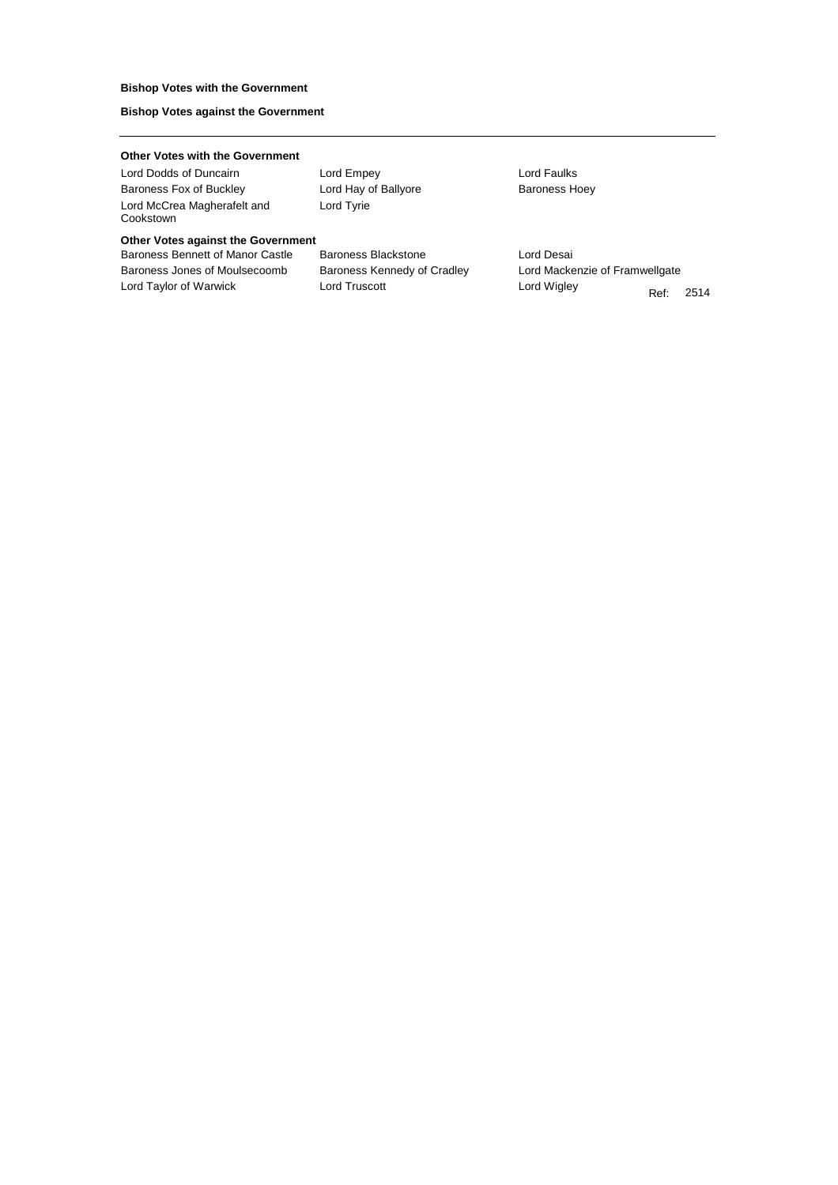**Bishop Votes with the Government**

**Bishop Votes against the Government**

---

**Other Votes with the Government**

| | | |
|---|---|---|
| Lord Dodds of Duncairn | Lord Empey | Lord Faulks |
| Baroness Fox of Buckley | Lord Hay of Ballyore | Baroness Hoey |
| Lord McCrea Magherafelt and Cookstown | Lord Tyrie | |

**Other Votes against the Government**

| | | |
|---|---|---|
| Baroness Bennett of Manor Castle | Baroness Blackstone | Lord Desai |
| Baroness Jones of Moulsecoomb | Baroness Kennedy of Cradley | Lord Mackenzie of Framwellgate |
| Lord Taylor of Warwick | Lord Truscott | Lord Wigley |

Ref: 2514